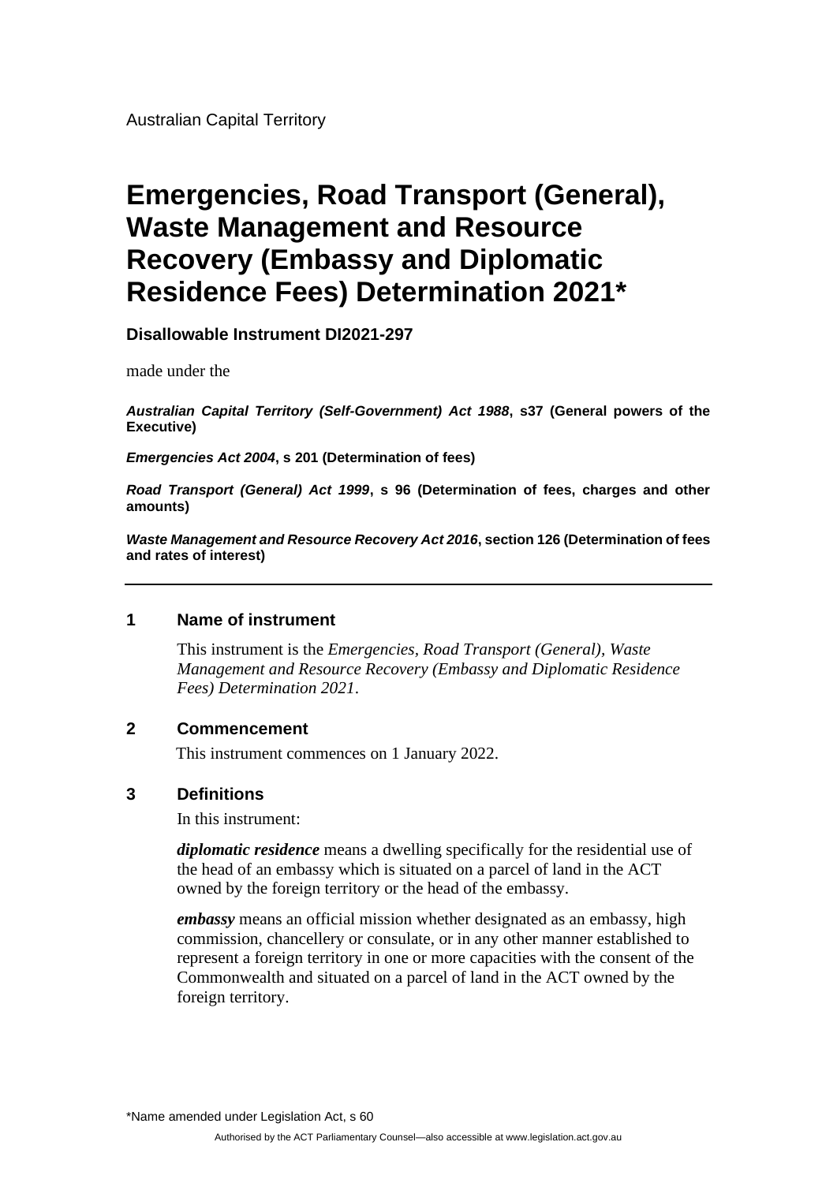Australian Capital Territory

# Emergencies, Road Transport (General), Waste Management and Resource Recovery (Embassy and Diplomatic Residence Fees) Determination 2021*

**Disallowable Instrument DI2021-297**

made under the

***Australian Capital Territory (Self-Government) Act 1988*, s37 (General powers of the Executive)**

***Emergencies Act 2004*, s 201 (Determination of fees)**

***Road Transport (General) Act 1999*, s 96 (Determination of fees, charges and other amounts)**

***Waste Management and Resource Recovery Act 2016*, section 126 (Determination of fees and rates of interest)**

---

## 1 Name of instrument

This instrument is the *Emergencies, Road Transport (General), Waste Management and Resource Recovery (Embassy and Diplomatic Residence Fees) Determination 2021*.

## 2 Commencement

This instrument commences on 1 January 2022.

## 3 Definitions

In this instrument:

***diplomatic residence*** means a dwelling specifically for the residential use of the head of an embassy which is situated on a parcel of land in the ACT owned by the foreign territory or the head of the embassy.

***embassy*** means an official mission whether designated as an embassy, high commission, chancellery or consulate, or in any other manner established to represent a foreign territory in one or more capacities with the consent of the Commonwealth and situated on a parcel of land in the ACT owned by the foreign territory.

*Name amended under Legislation Act, s 60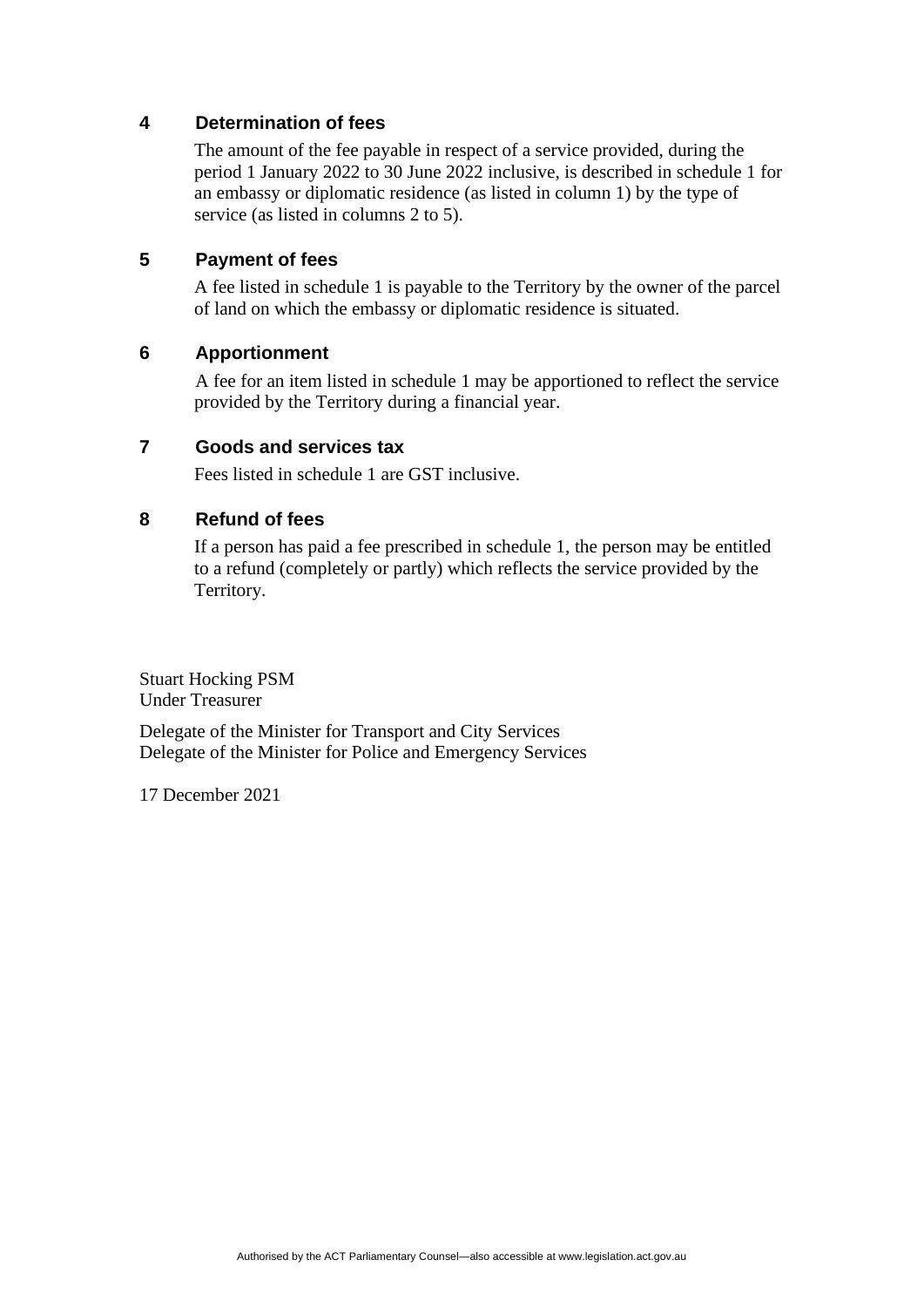## 4 Determination of fees

The amount of the fee payable in respect of a service provided, during the period 1 January 2022 to 30 June 2022 inclusive, is described in schedule 1 for an embassy or diplomatic residence (as listed in column 1) by the type of service (as listed in columns 2 to 5).

## 5 Payment of fees

A fee listed in schedule 1 is payable to the Territory by the owner of the parcel of land on which the embassy or diplomatic residence is situated.

## 6 Apportionment

A fee for an item listed in schedule 1 may be apportioned to reflect the service provided by the Territory during a financial year.

## 7 Goods and services tax

Fees listed in schedule 1 are GST inclusive.

## 8 Refund of fees

If a person has paid a fee prescribed in schedule 1, the person may be entitled to a refund (completely or partly) which reflects the service provided by the Territory.

Stuart Hocking PSM
Under Treasurer

Delegate of the Minister for Transport and City Services
Delegate of the Minister for Police and Emergency Services

17 December 2021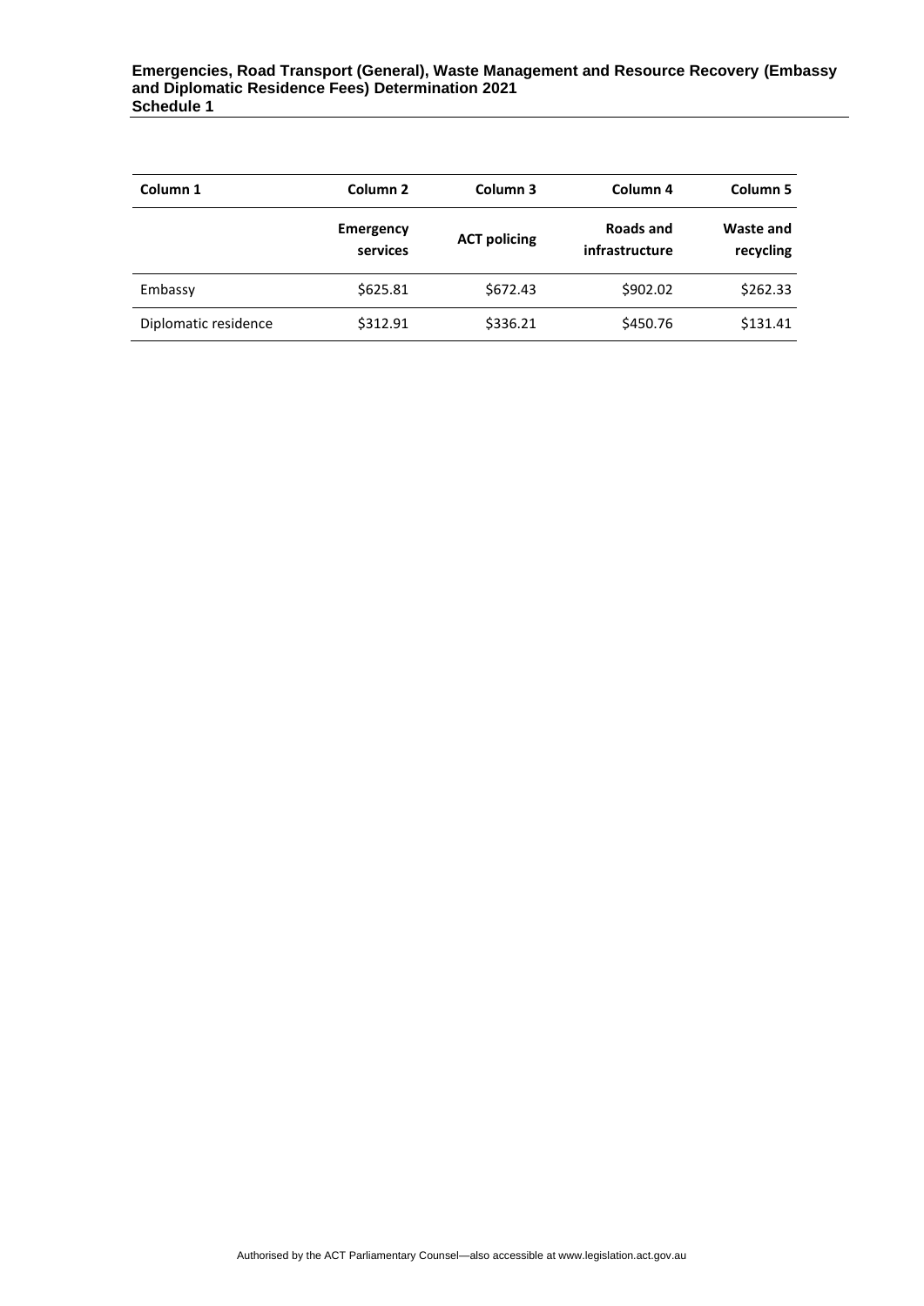| Column 1 | Column 2 | Column 3 | Column 4 | Column 5 |
|---|---|---|---|---|
| | **Emergency services** | **ACT policing** | **Roads and infrastructure** | **Waste and recycling** |
| Embassy | $625.81 | $672.43 | $902.02 | $262.33 |
| Diplomatic residence | $312.91 | $336.21 | $450.76 | $131.41 |